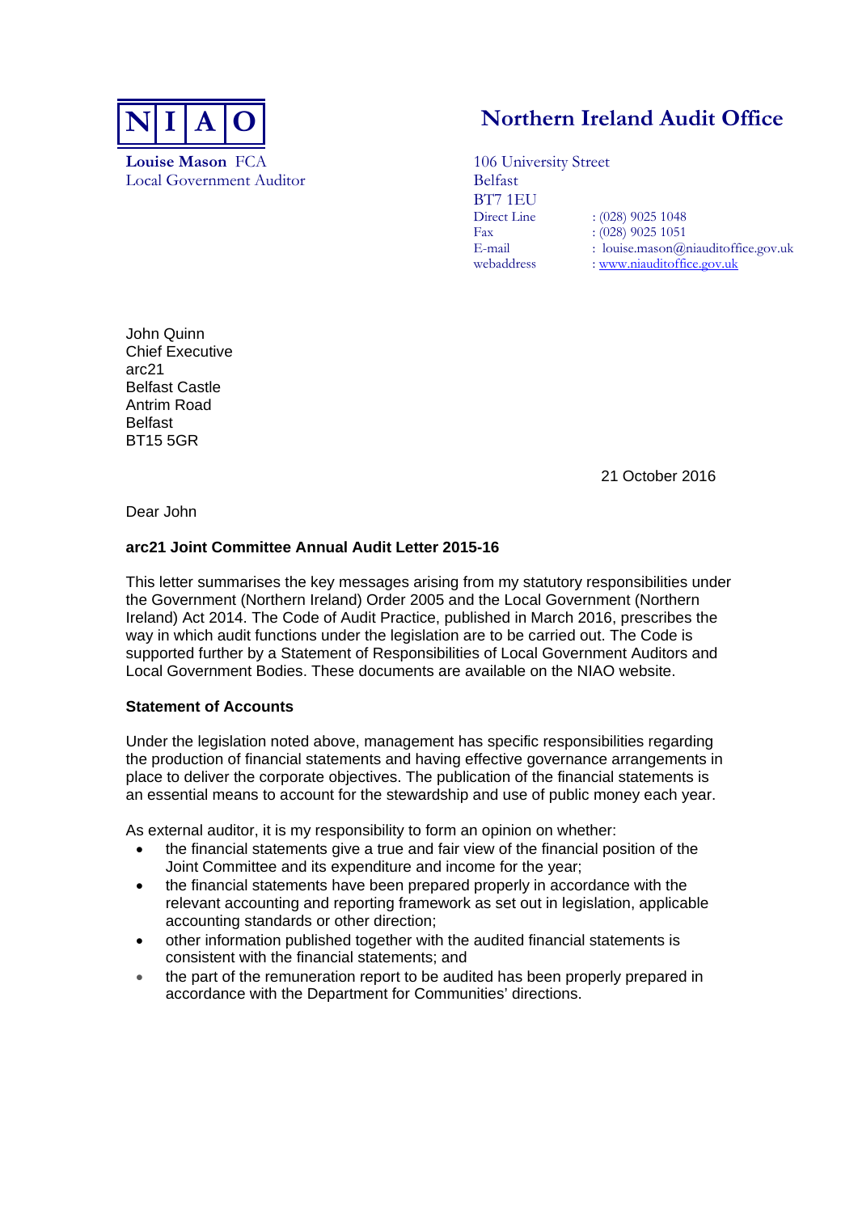**N | I | A | O**

**Louise Mason** FCA
Local Government Auditor

# Northern Ireland Audit Office

106 University Street
Belfast
BT7 1EU

| | |
|---|---|
| Direct Line | : (028) 9025 1048 |
| Fax | : (028) 9025 1051 |
| E-mail | : louise.mason@niauditoffice.gov.uk |
| webaddress | : www.niauditoffice.gov.uk |

John Quinn
Chief Executive
arc21
Belfast Castle
Antrim Road
Belfast
BT15 5GR

21 October 2016

Dear John

**arc21 Joint Committee Annual Audit Letter 2015-16**

This letter summarises the key messages arising from my statutory responsibilities under the Government (Northern Ireland) Order 2005 and the Local Government (Northern Ireland) Act 2014. The Code of Audit Practice, published in March 2016, prescribes the way in which audit functions under the legislation are to be carried out. The Code is supported further by a Statement of Responsibilities of Local Government Auditors and Local Government Bodies. These documents are available on the NIAO website.

**Statement of Accounts**

Under the legislation noted above, management has specific responsibilities regarding the production of financial statements and having effective governance arrangements in place to deliver the corporate objectives. The publication of the financial statements is an essential means to account for the stewardship and use of public money each year.

As external auditor, it is my responsibility to form an opinion on whether:

- the financial statements give a true and fair view of the financial position of the Joint Committee and its expenditure and income for the year;
- the financial statements have been prepared properly in accordance with the relevant accounting and reporting framework as set out in legislation, applicable accounting standards or other direction;
- other information published together with the audited financial statements is consistent with the financial statements; and
- the part of the remuneration report to be audited has been properly prepared in accordance with the Department for Communities' directions.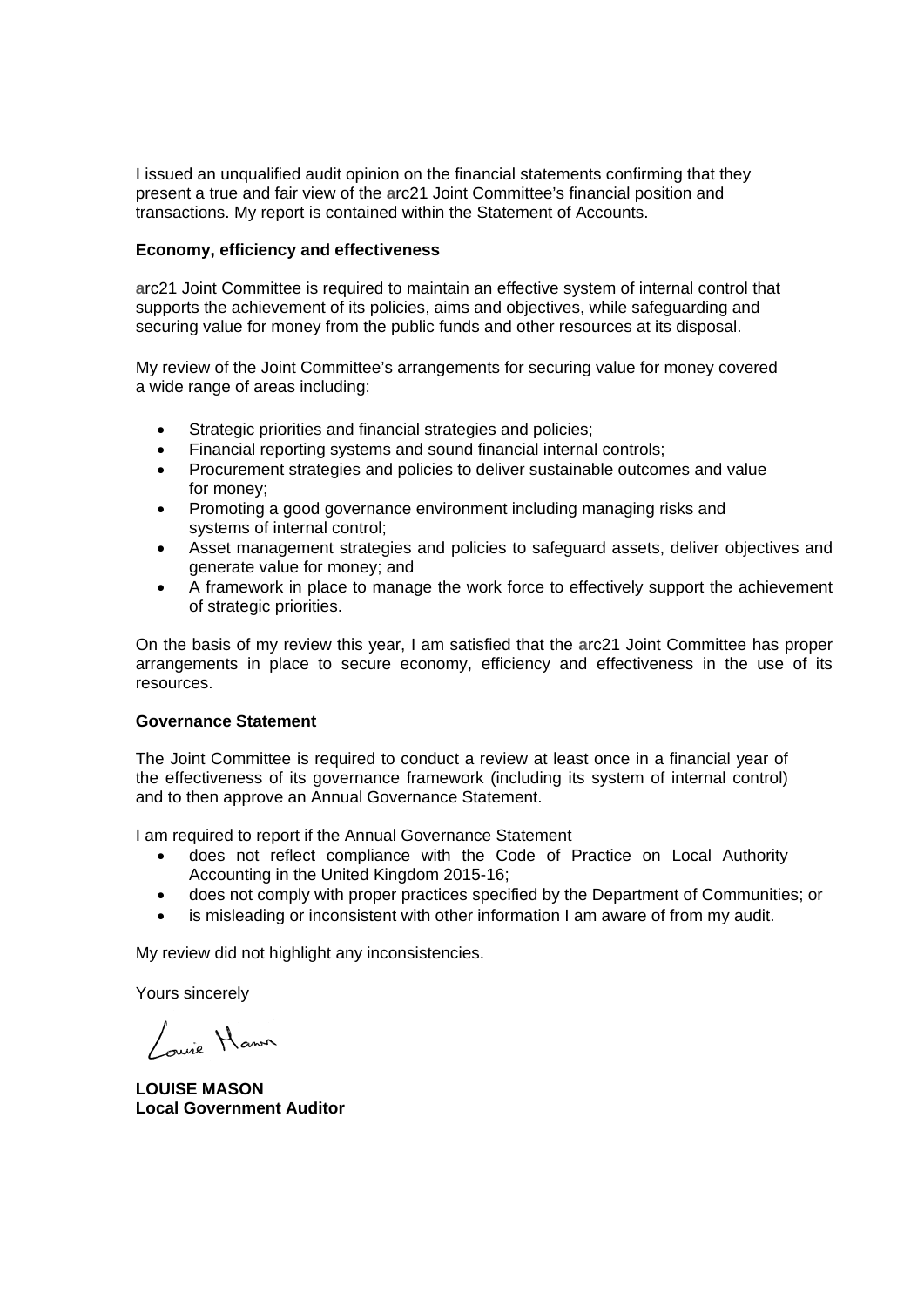I issued an unqualified audit opinion on the financial statements confirming that they present a true and fair view of the arc21 Joint Committee's financial position and transactions. My report is contained within the Statement of Accounts.

**Economy, efficiency and effectiveness**

arc21 Joint Committee is required to maintain an effective system of internal control that supports the achievement of its policies, aims and objectives, while safeguarding and securing value for money from the public funds and other resources at its disposal.

My review of the Joint Committee's arrangements for securing value for money covered a wide range of areas including:

- Strategic priorities and financial strategies and policies;
- Financial reporting systems and sound financial internal controls;
- Procurement strategies and policies to deliver sustainable outcomes and value for money;
- Promoting a good governance environment including managing risks and systems of internal control;
- Asset management strategies and policies to safeguard assets, deliver objectives and generate value for money; and
- A framework in place to manage the work force to effectively support the achievement of strategic priorities.

On the basis of my review this year, I am satisfied that the arc21 Joint Committee has proper arrangements in place to secure economy, efficiency and effectiveness in the use of its resources.

**Governance Statement**

The Joint Committee is required to conduct a review at least once in a financial year of the effectiveness of its governance framework (including its system of internal control) and to then approve an Annual Governance Statement.

I am required to report if the Annual Governance Statement

- does not reflect compliance with the Code of Practice on Local Authority Accounting in the United Kingdom 2015-16;
- does not comply with proper practices specified by the Department of Communities; or
- is misleading or inconsistent with other information I am aware of from my audit.

My review did not highlight any inconsistencies.

Yours sincerely

Louise Mason

**LOUISE MASON**
**Local Government Auditor**